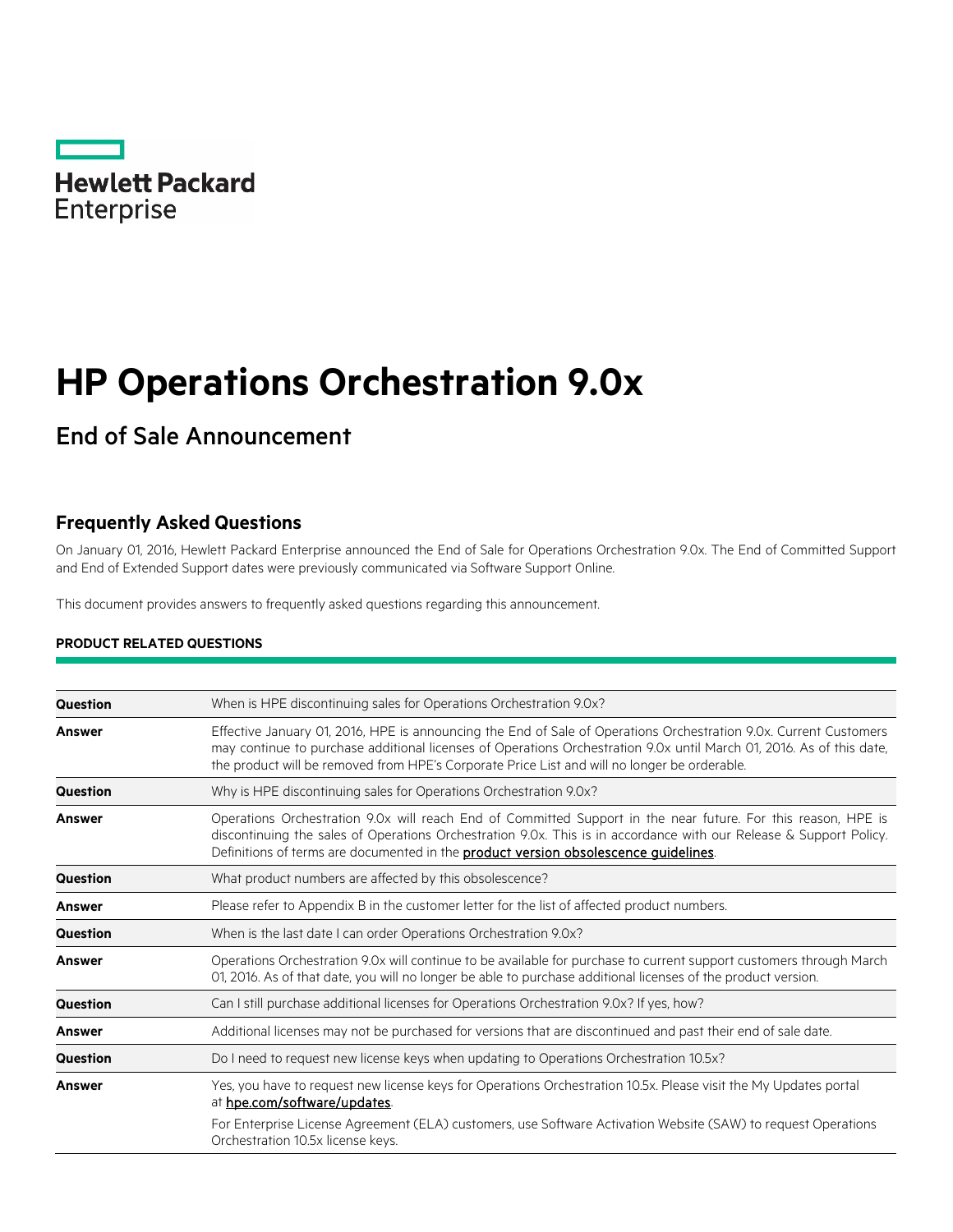Hewlett Packard Enterprise

# HP Operations Orchestration 9.0x

## End of Sale Announcement

### Frequently Asked Questions

On January 01, 2016, Hewlett Packard Enterprise announced the End of Sale for Operations Orchestration 9.0x. The End of Committed Support and End of Extended Support dates were previously communicated via Software Support Online.

This document provides answers to frequently asked questions regarding this announcement.

**PRODUCT RELATED QUESTIONS**

| | |
|---|---|
| **Question** | When is HPE discontinuing sales for Operations Orchestration 9.0x? |
| **Answer** | Effective January 01, 2016, HPE is announcing the End of Sale of Operations Orchestration 9.0x. Current Customers may continue to purchase additional licenses of Operations Orchestration 9.0x until March 01, 2016. As of this date, the product will be removed from HPE's Corporate Price List and will no longer be orderable. |
| **Question** | Why is HPE discontinuing sales for Operations Orchestration 9.0x? |
| **Answer** | Operations Orchestration 9.0x will reach End of Committed Support in the near future. For this reason, HPE is discontinuing the sales of Operations Orchestration 9.0x. This is in accordance with our Release & Support Policy. Definitions of terms are documented in the product version obsolescence guidelines. |
| **Question** | What product numbers are affected by this obsolescence? |
| **Answer** | Please refer to Appendix B in the customer letter for the list of affected product numbers. |
| **Question** | When is the last date I can order Operations Orchestration 9.0x? |
| **Answer** | Operations Orchestration 9.0x will continue to be available for purchase to current support customers through March 01, 2016. As of that date, you will no longer be able to purchase additional licenses of the product version. |
| **Question** | Can I still purchase additional licenses for Operations Orchestration 9.0x? If yes, how? |
| **Answer** | Additional licenses may not be purchased for versions that are discontinued and past their end of sale date. |
| **Question** | Do I need to request new license keys when updating to Operations Orchestration 10.5x? |
| **Answer** | Yes, you have to request new license keys for Operations Orchestration 10.5x. Please visit the My Updates portal at hpe.com/software/updates. For Enterprise License Agreement (ELA) customers, use Software Activation Website (SAW) to request Operations Orchestration 10.5x license keys. |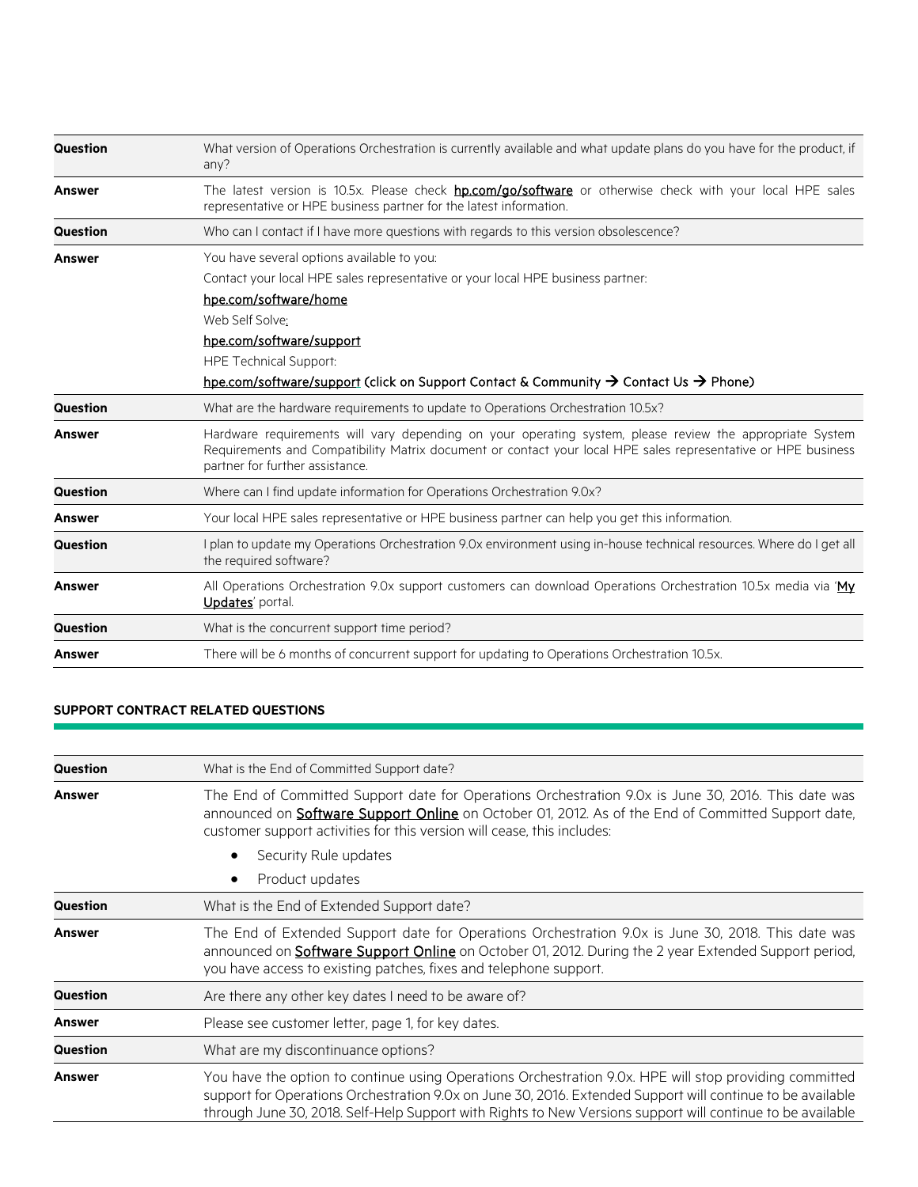| | |
|---|---|
| **Question** | What version of Operations Orchestration is currently available and what update plans do you have for the product, if any? |
| **Answer** | The latest version is 10.5x. Please check **hp.com/go/software** or otherwise check with your local HPE sales representative or HPE business partner for the latest information. |
| **Question** | Who can I contact if I have more questions with regards to this version obsolescence? |
| **Answer** | You have several options available to you:<br>Contact your local HPE sales representative or your local HPE business partner:<br>hpe.com/software/home<br>Web Self Solve:<br>hpe.com/software/support<br>HPE Technical Support:<br>hpe.com/software/support (click on Support Contact & Community → Contact Us → Phone) |
| **Question** | What are the hardware requirements to update to Operations Orchestration 10.5x? |
| **Answer** | Hardware requirements will vary depending on your operating system, please review the appropriate System Requirements and Compatibility Matrix document or contact your local HPE sales representative or HPE business partner for further assistance. |
| **Question** | Where can I find update information for Operations Orchestration 9.0x? |
| **Answer** | Your local HPE sales representative or HPE business partner can help you get this information. |
| **Question** | I plan to update my Operations Orchestration 9.0x environment using in-house technical resources. Where do I get all the required software? |
| **Answer** | All Operations Orchestration 9.0x support customers can download Operations Orchestration 10.5x media via 'My Updates' portal. |
| **Question** | What is the concurrent support time period? |
| **Answer** | There will be 6 months of concurrent support for updating to Operations Orchestration 10.5x. |

## SUPPORT CONTRACT RELATED QUESTIONS

| | |
|---|---|
| **Question** | What is the End of Committed Support date? |
| **Answer** | The End of Committed Support date for Operations Orchestration 9.0x is June 30, 2016. This date was announced on **Software Support Online** on October 01, 2012. As of the End of Committed Support date, customer support activities for this version will cease, this includes:<br>• Security Rule updates<br>• Product updates |
| **Question** | What is the End of Extended Support date? |
| **Answer** | The End of Extended Support date for Operations Orchestration 9.0x is June 30, 2018. This date was announced on **Software Support Online** on October 01, 2012. During the 2 year Extended Support period, you have access to existing patches, fixes and telephone support. |
| **Question** | Are there any other key dates I need to be aware of? |
| **Answer** | Please see customer letter, page 1, for key dates. |
| **Question** | What are my discontinuance options? |
| **Answer** | You have the option to continue using Operations Orchestration 9.0x. HPE will stop providing committed support for Operations Orchestration 9.0x on June 30, 2016. Extended Support will continue to be available through June 30, 2018. Self-Help Support with Rights to New Versions support will continue to be available |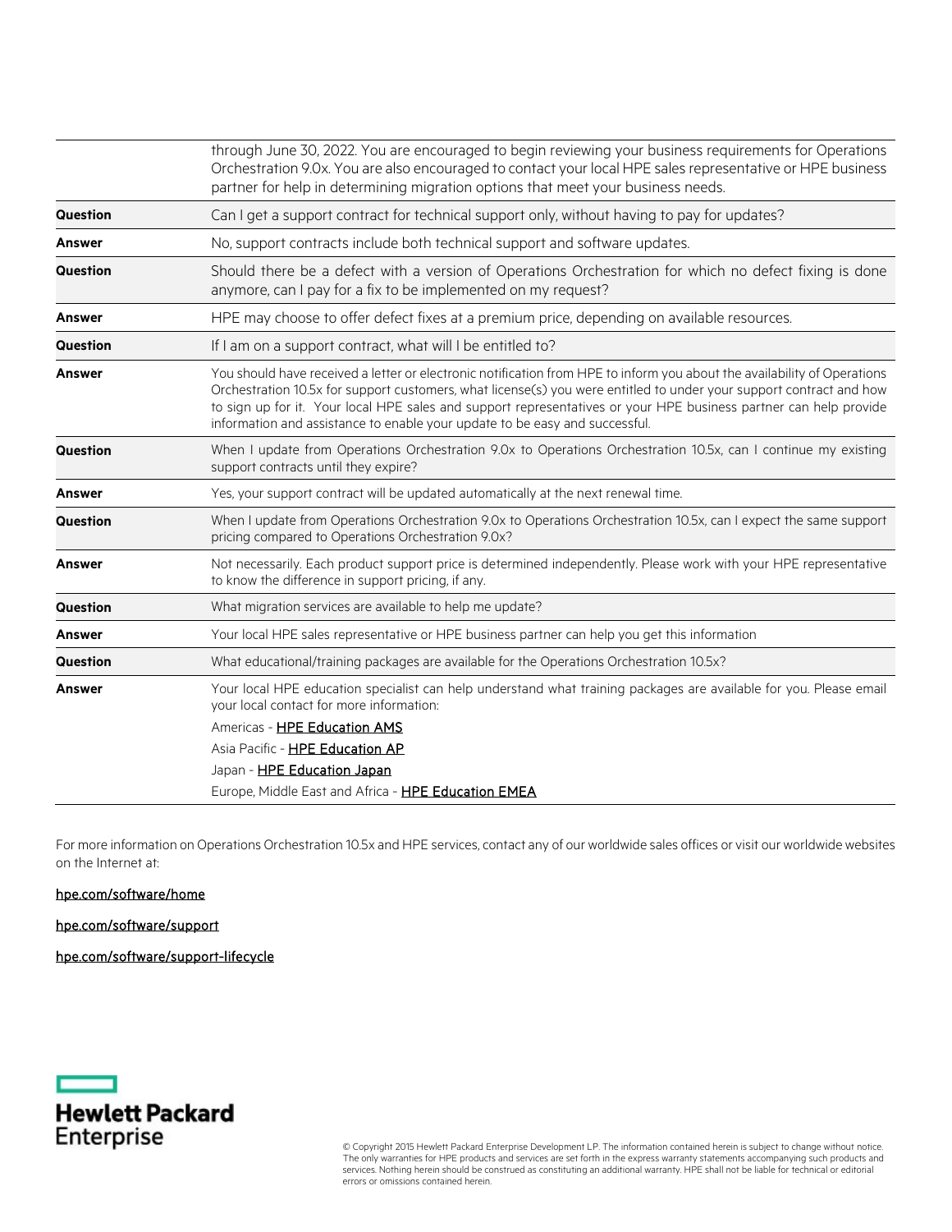| | |
|---|---|
| | through June 30, 2022. You are encouraged to begin reviewing your business requirements for Operations Orchestration 9.0x. You are also encouraged to contact your local HPE sales representative or HPE business partner for help in determining migration options that meet your business needs. |
| **Question** | Can I get a support contract for technical support only, without having to pay for updates? |
| **Answer** | No, support contracts include both technical support and software updates. |
| **Question** | Should there be a defect with a version of Operations Orchestration for which no defect fixing is done anymore, can I pay for a fix to be implemented on my request? |
| **Answer** | HPE may choose to offer defect fixes at a premium price, depending on available resources. |
| **Question** | If I am on a support contract, what will I be entitled to? |
| **Answer** | You should have received a letter or electronic notification from HPE to inform you about the availability of Operations Orchestration 10.5x for support customers, what license(s) you were entitled to under your support contract and how to sign up for it. Your local HPE sales and support representatives or your HPE business partner can help provide information and assistance to enable your update to be easy and successful. |
| **Question** | When I update from Operations Orchestration 9.0x to Operations Orchestration 10.5x, can I continue my existing support contracts until they expire? |
| **Answer** | Yes, your support contract will be updated automatically at the next renewal time. |
| **Question** | When I update from Operations Orchestration 9.0x to Operations Orchestration 10.5x, can I expect the same support pricing compared to Operations Orchestration 9.0x? |
| **Answer** | Not necessarily. Each product support price is determined independently. Please work with your HPE representative to know the difference in support pricing, if any. |
| **Question** | What migration services are available to help me update? |
| **Answer** | Your local HPE sales representative or HPE business partner can help you get this information |
| **Question** | What educational/training packages are available for the Operations Orchestration 10.5x? |
| **Answer** | Your local HPE education specialist can help understand what training packages are available for you. Please email your local contact for more information:<br>Americas - HPE Education AMS<br>Asia Pacific - HPE Education AP<br>Japan - HPE Education Japan<br>Europe, Middle East and Africa - HPE Education EMEA |

For more information on Operations Orchestration 10.5x and HPE services, contact any of our worldwide sales offices or visit our worldwide websites on the Internet at:

hpe.com/software/home

hpe.com/software/support

hpe.com/software/support-lifecycle

Hewlett Packard Enterprise

© Copyright 2015 Hewlett Packard Enterprise Development LP. The information contained herein is subject to change without notice. The only warranties for HPE products and services are set forth in the express warranty statements accompanying such products and services. Nothing herein should be construed as constituting an additional warranty. HPE shall not be liable for technical or editorial errors or omissions contained herein.